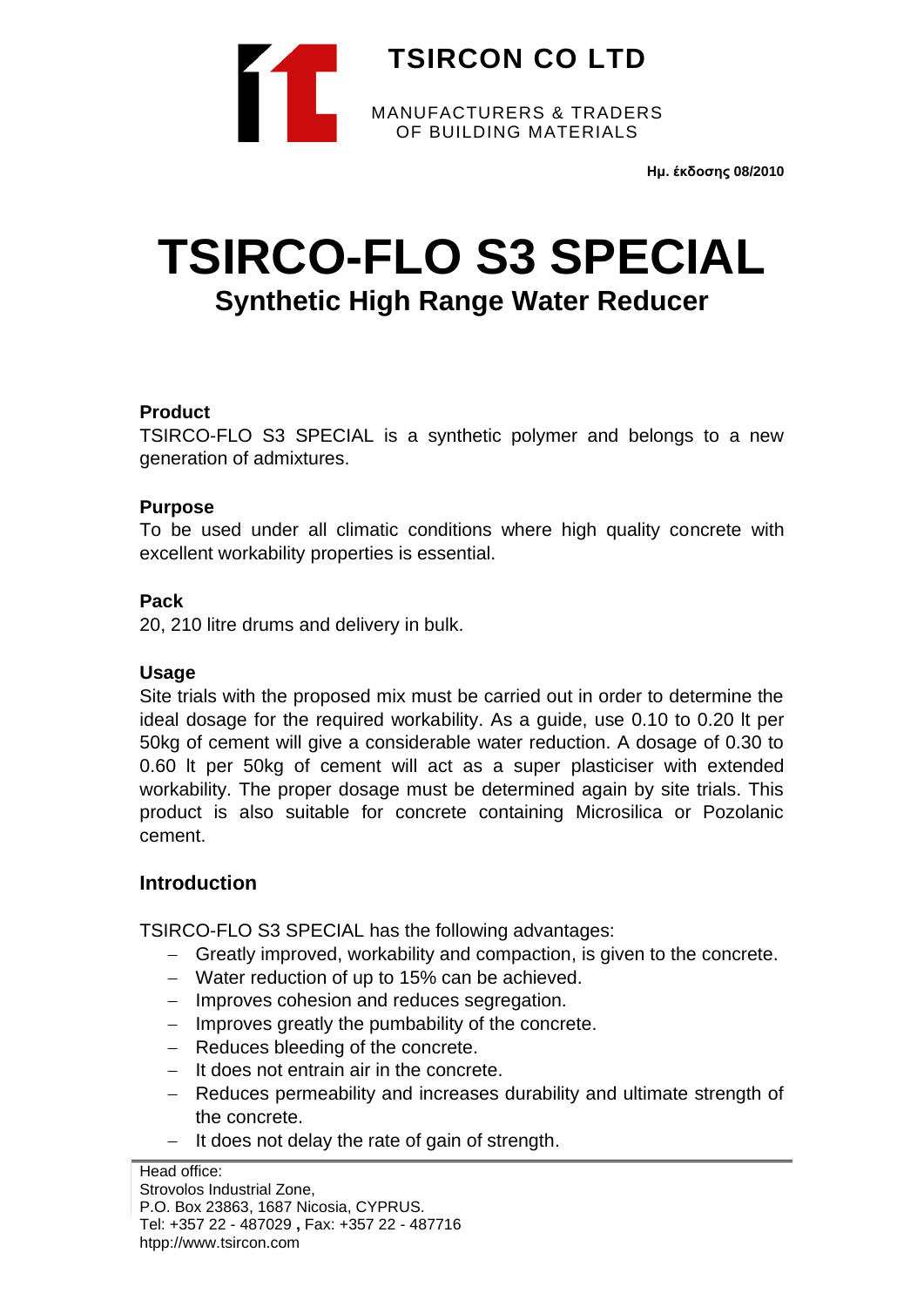**TSIRCON CO LTD**

MANUFACTURERS & TRADERS
OF BUILDING MATERIALS

**Ημ. έκδοσης 08/2010**

# TSIRCO-FLO S3 SPECIAL

## Synthetic High Range Water Reducer

**Product**

TSIRCO-FLO S3 SPECIAL is a synthetic polymer and belongs to a new generation of admixtures.

**Purpose**

To be used under all climatic conditions where high quality concrete with excellent workability properties is essential.

**Pack**

20, 210 litre drums and delivery in bulk.

**Usage**

Site trials with the proposed mix must be carried out in order to determine the ideal dosage for the required workability. As a guide, use 0.10 to 0.20 lt per 50kg of cement will give a considerable water reduction. A dosage of 0.30 to 0.60 lt per 50kg of cement will act as a super plasticiser with extended workability. The proper dosage must be determined again by site trials. This product is also suitable for concrete containing Microsilica or Pozolanic cement.

### Introduction

TSIRCO-FLO S3 SPECIAL has the following advantages:

- Greatly improved, workability and compaction, is given to the concrete.
- Water reduction of up to 15% can be achieved.
- Improves cohesion and reduces segregation.
- Improves greatly the pumbability of the concrete.
- Reduces bleeding of the concrete.
- It does not entrain air in the concrete.
- Reduces permeability and increases durability and ultimate strength of the concrete.
- It does not delay the rate of gain of strength.

Head office:
Strovolos Industrial Zone,
P.O. Box 23863, 1687 Nicosia, CYPRUS.
Tel: +357 22 - 487029 **,** Fax: +357 22 - 487716
htpp://www.tsircon.com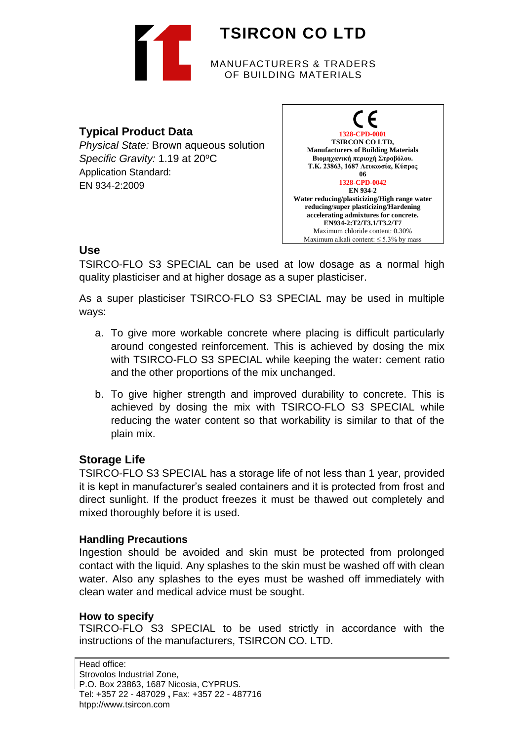# TSIRCON CO LTD

MANUFACTURERS & TRADERS OF BUILDING MATERIALS

## Typical Product Data

*Physical State:* Brown aqueous solution
*Specific Gravity:* 1.19 at 20$^{o}$C
Application Standard:
EN 934-2:2009

CE
1328-CPD-0001
**TSIRCON CO LTD,**
**Manufacturers of Building Materials**
**Βιομηχανική περιοχή Στροβόλου.**
**Τ.Κ. 23863, 1687 Λευκωσία, Κύπρος**
**06**
1328-CPD-0042
**EN 934-2**
**Water reducing/plasticizing/High range water reducing/super plasticizing/Hardening accelerating admixtures for concrete.**
**EN934-2:T2/T3.1/T3.2/T7**
Maximum chloride content: 0.30%
Maximum alkali content: ≤ 5.3% by mass

## Use

TSIRCO-FLO S3 SPECIAL can be used at low dosage as a normal high quality plasticiser and at higher dosage as a super plasticiser.

As a super plasticiser TSIRCO-FLO S3 SPECIAL may be used in multiple ways:

a. To give more workable concrete where placing is difficult particularly around congested reinforcement. This is achieved by dosing the mix with TSIRCO-FLO S3 SPECIAL while keeping the water**:** cement ratio and the other proportions of the mix unchanged.

b. To give higher strength and improved durability to concrete. This is achieved by dosing the mix with TSIRCO-FLO S3 SPECIAL while reducing the water content so that workability is similar to that of the plain mix.

## Storage Life

TSIRCO-FLO S3 SPECIAL has a storage life of not less than 1 year, provided it is kept in manufacturer's sealed containers and it is protected from frost and direct sunlight. If the product freezes it must be thawed out completely and mixed thoroughly before it is used.

### Handling Precautions

Ingestion should be avoided and skin must be protected from prolonged contact with the liquid. Any splashes to the skin must be washed off with clean water. Also any splashes to the eyes must be washed off immediately with clean water and medical advice must be sought.

### How to specify

TSIRCO-FLO S3 SPECIAL to be used strictly in accordance with the instructions of the manufacturers, TSIRCON CO. LTD.

Head office:
Strovolos Industrial Zone,
P.O. Box 23863, 1687 Nicosia, CYPRUS.
Tel: +357 22 - 487029 **,** Fax: +357 22 - 487716
htpp://www.tsircon.com